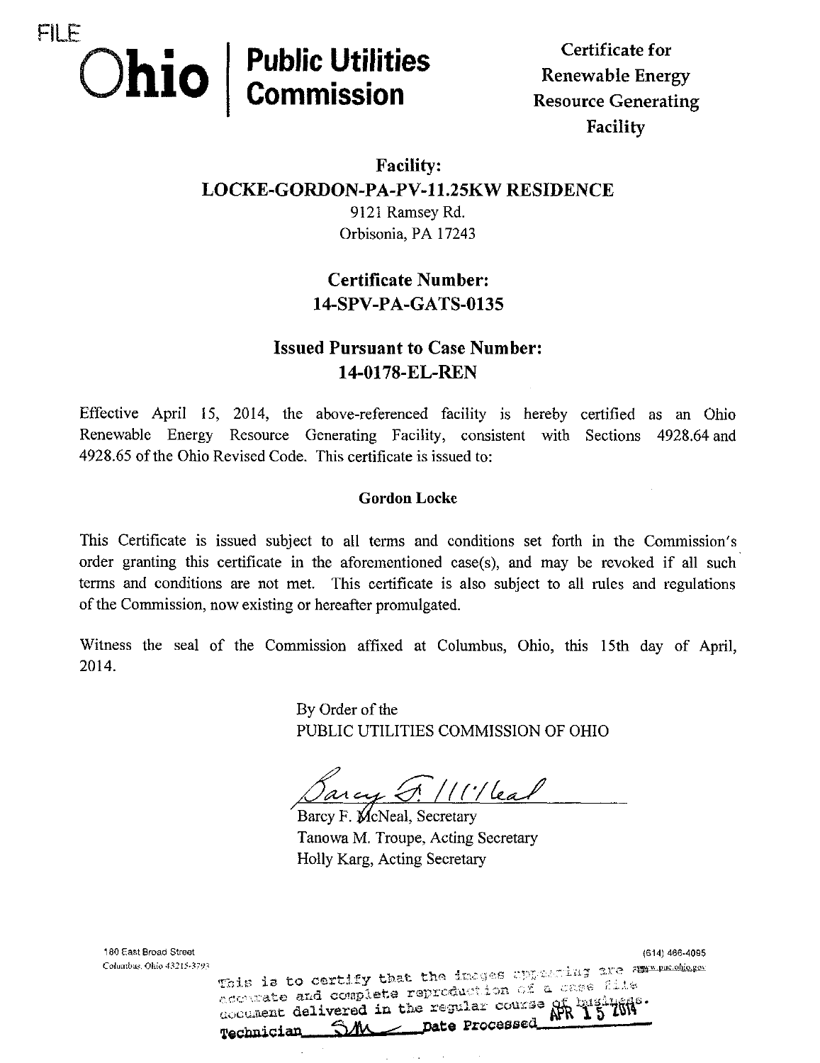FILE

**Ohio | Public Utilities Commission**

**Certificate for Renewable Energy Resource Generating Facility**

## Facility:
## LOCKE-GORDON-PA-PV-11.25KW RESIDENCE

9121 Ramsey Rd.
Orbisonia, PA 17243

## Certificate Number:
## 14-SPV-PA-GATS-0135

## Issued Pursuant to Case Number:
## 14-0178-EL-REN

Effective April 15, 2014, the above-referenced facility is hereby certified as an Ohio Renewable Energy Resource Generating Facility, consistent with Sections 4928.64 and 4928.65 of the Ohio Revised Code. This certificate is issued to:

**Gordon Locke**

This Certificate is issued subject to all terms and conditions set forth in the Commission's order granting this certificate in the aforementioned case(s), and may be revoked if all such terms and conditions are not met. This certificate is also subject to all rules and regulations of the Commission, now existing or hereafter promulgated.

Witness the seal of the Commission affixed at Columbus, Ohio, this 15th day of April, 2014.

By Order of the
PUBLIC UTILITIES COMMISSION OF OHIO

Barcy F. McNeal, Secretary
Tanowa M. Troupe, Acting Secretary
Holly Karg, Acting Secretary

180 East Broad Street
Columbus, Ohio 43215-3793

(614) 466-4095
www.puc.ohio.gov

This is to certify that the images appearing are an accurate and complete reproduction of a case file document delivered in the regular course of business.
Technician SM Date Processed APR 15 2014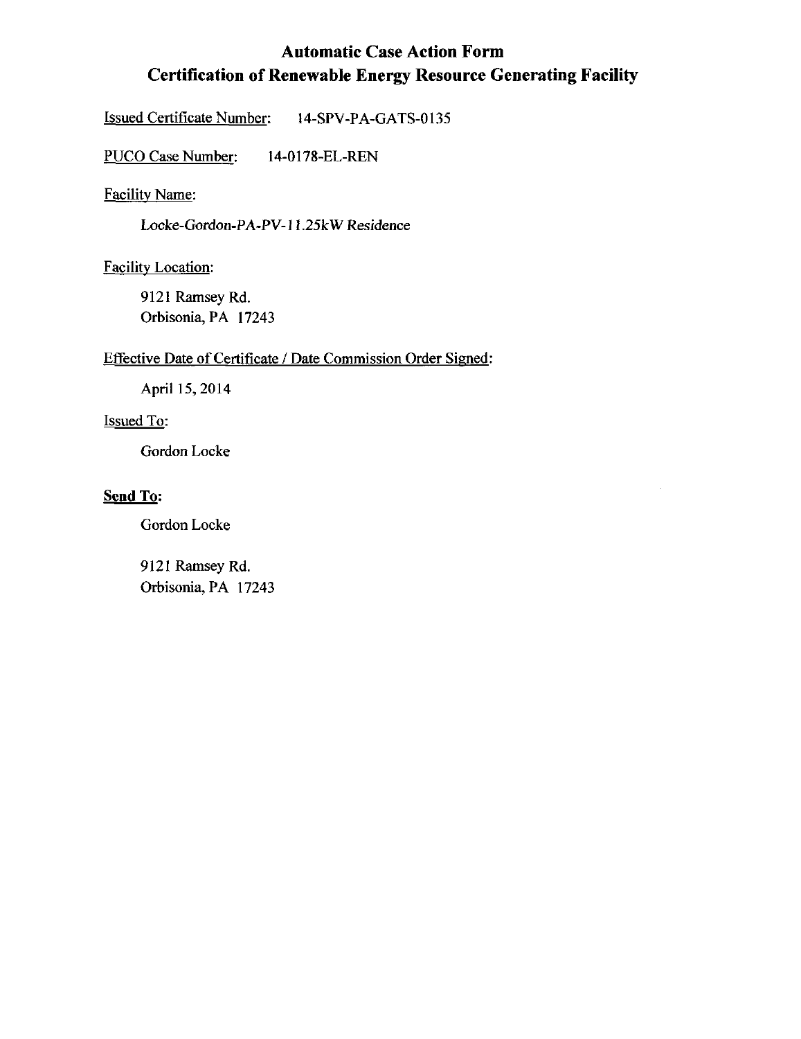# Automatic Case Action Form
# Certification of Renewable Energy Resource Generating Facility

Issued Certificate Number: 14-SPV-PA-GATS-0135

PUCO Case Number: 14-0178-EL-REN

Facility Name:

*Locke-Gordon-PA-PV-11.25kW Residence*

Facility Location:

9121 Ramsey Rd.
Orbisonia, PA 17243

Effective Date of Certificate / Date Commission Order Signed:

April 15, 2014

Issued To:

Gordon Locke

**Send To:**

Gordon Locke

9121 Ramsey Rd.
Orbisonia, PA 17243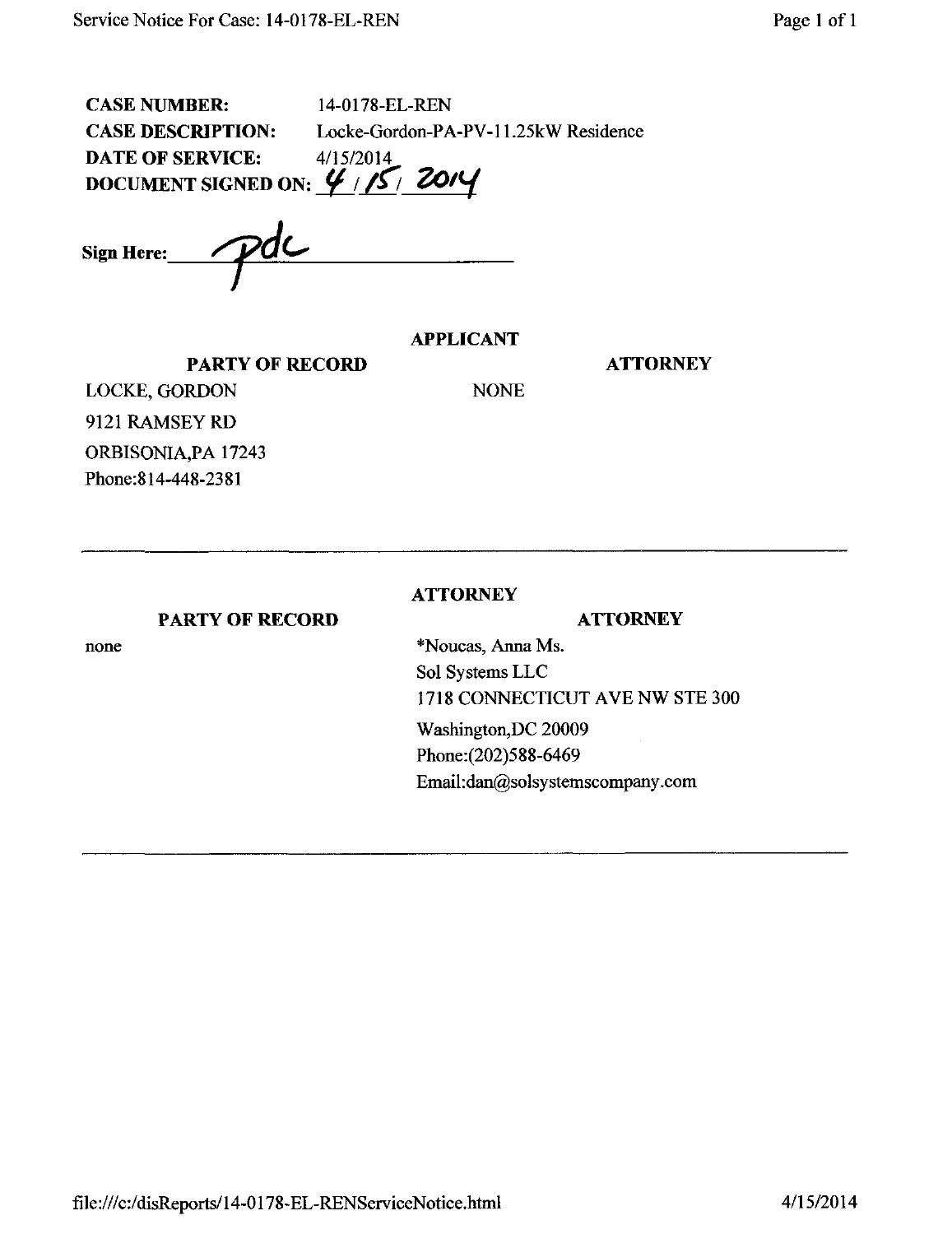**CASE NUMBER:** 14-0178-EL-REN
**CASE DESCRIPTION:** Locke-Gordon-PA-PV-11.25kW Residence
**DATE OF SERVICE:** 4/15/2014
**DOCUMENT SIGNED ON:** 4 / 15 / 2014

**Sign Here:** pdc

**APPLICANT**

| PARTY OF RECORD | ATTORNEY |
|---|---|
| LOCKE, GORDON<br>9121 RAMSEY RD<br>ORBISONIA,PA 17243<br>Phone:814-448-2381 | NONE |

---

**ATTORNEY**

| PARTY OF RECORD | ATTORNEY |
|---|---|
| none | *Noucas, Anna Ms.<br>Sol Systems LLC<br>1718 CONNECTICUT AVE NW STE 300<br>Washington,DC 20009<br>Phone:(202)588-6469<br>Email:dan@solsystemscompany.com |

---

file:///c:/disReports/14-0178-EL-RENServiceNotice.html 4/15/2014